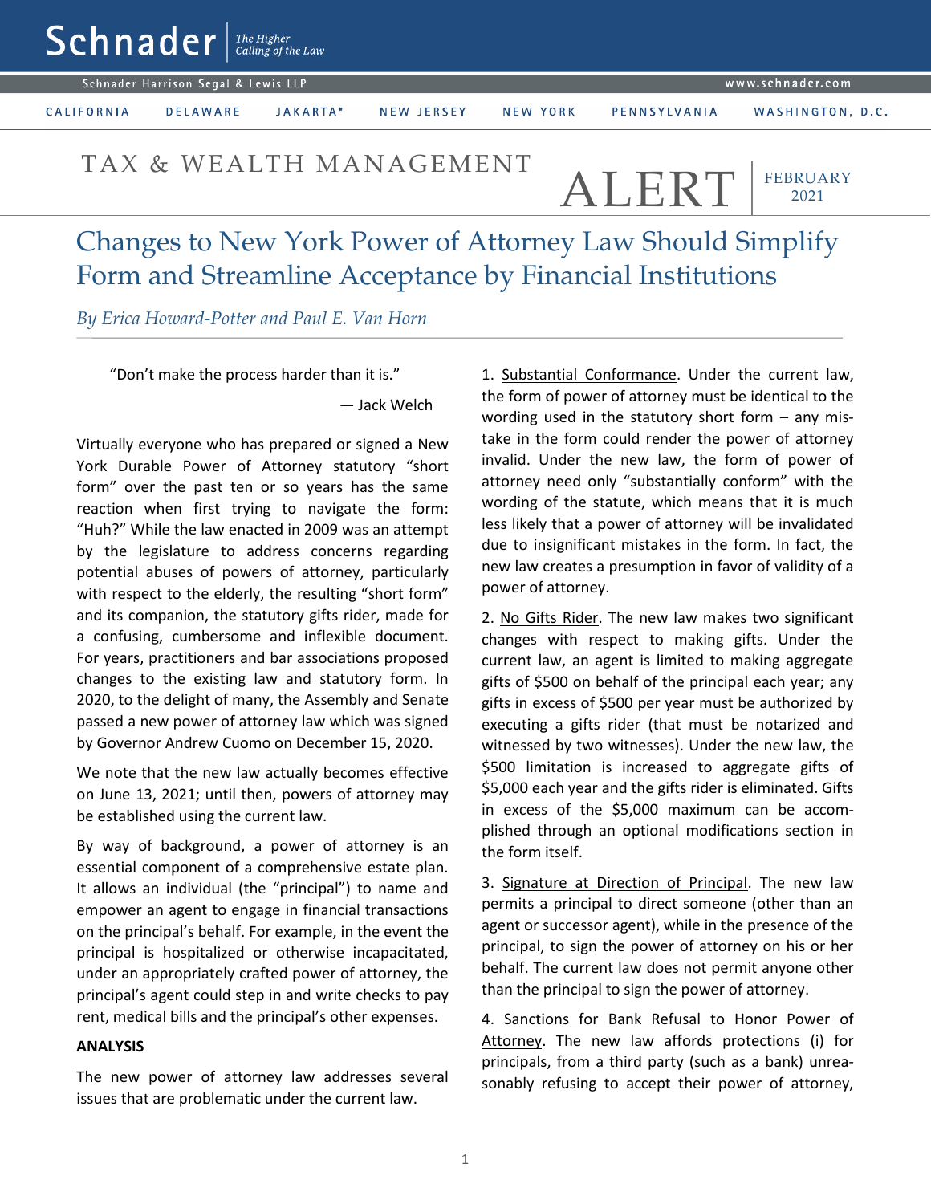TAX & WEALTH MANAGEMENT ALERT — FEBRUARY 2021

# Changes to New York Power of Attorney Law Should Simplify Form and Streamline Acceptance by Financial Institutions

*By Erica Howard-Potter and Paul E. Van Horn*

> "Don't make the process harder than it is."
>
> — Jack Welch

Virtually everyone who has prepared or signed a New York Durable Power of Attorney statutory "short form" over the past ten or so years has the same reaction when first trying to navigate the form: "Huh?" While the law enacted in 2009 was an attempt by the legislature to address concerns regarding potential abuses of powers of attorney, particularly with respect to the elderly, the resulting "short form" and its companion, the statutory gifts rider, made for a confusing, cumbersome and inflexible document. For years, practitioners and bar associations proposed changes to the existing law and statutory form. In 2020, to the delight of many, the Assembly and Senate passed a new power of attorney law which was signed by Governor Andrew Cuomo on December 15, 2020.

We note that the new law actually becomes effective on June 13, 2021; until then, powers of attorney may be established using the current law.

By way of background, a power of attorney is an essential component of a comprehensive estate plan. It allows an individual (the "principal") to name and empower an agent to engage in financial transactions on the principal's behalf. For example, in the event the principal is hospitalized or otherwise incapacitated, under an appropriately crafted power of attorney, the principal's agent could step in and write checks to pay rent, medical bills and the principal's other expenses.

**ANALYSIS**

The new power of attorney law addresses several issues that are problematic under the current law.

1. Substantial Conformance. Under the current law, the form of power of attorney must be identical to the wording used in the statutory short form – any mistake in the form could render the power of attorney invalid. Under the new law, the form of power of attorney need only "substantially conform" with the wording of the statute, which means that it is much less likely that a power of attorney will be invalidated due to insignificant mistakes in the form. In fact, the new law creates a presumption in favor of validity of a power of attorney.

2. No Gifts Rider. The new law makes two significant changes with respect to making gifts. Under the current law, an agent is limited to making aggregate gifts of $500 on behalf of the principal each year; any gifts in excess of $500 per year must be authorized by executing a gifts rider (that must be notarized and witnessed by two witnesses). Under the new law, the $500 limitation is increased to aggregate gifts of $5,000 each year and the gifts rider is eliminated. Gifts in excess of the $5,000 maximum can be accomplished through an optional modifications section in the form itself.

3. Signature at Direction of Principal. The new law permits a principal to direct someone (other than an agent or successor agent), while in the presence of the principal, to sign the power of attorney on his or her behalf. The current law does not permit anyone other than the principal to sign the power of attorney.

4. Sanctions for Bank Refusal to Honor Power of Attorney. The new law affords protections (i) for principals, from a third party (such as a bank) unreasonably refusing to accept their power of attorney,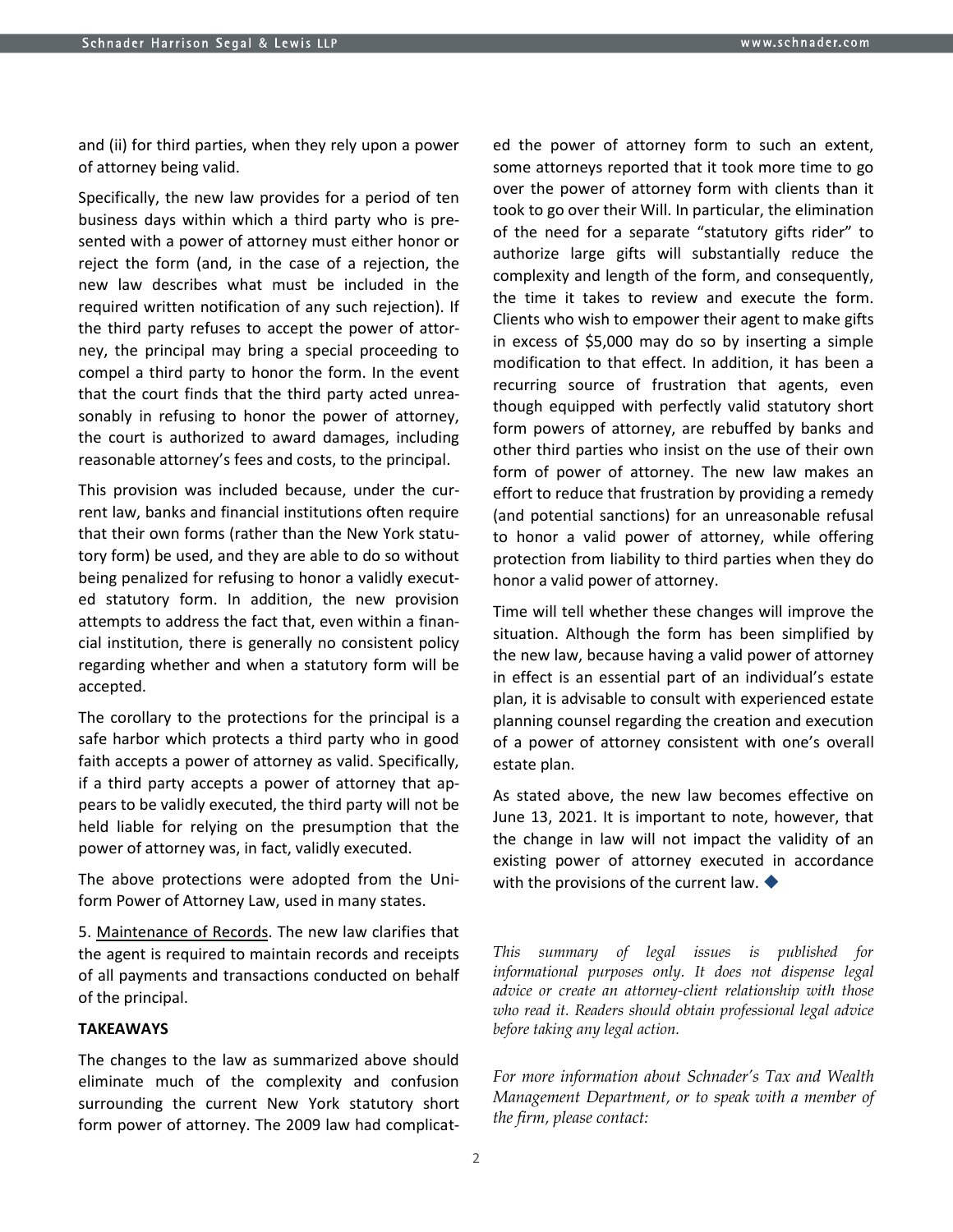and (ii) for third parties, when they rely upon a power of attorney being valid.

Specifically, the new law provides for a period of ten business days within which a third party who is presented with a power of attorney must either honor or reject the form (and, in the case of a rejection, the new law describes what must be included in the required written notification of any such rejection). If the third party refuses to accept the power of attorney, the principal may bring a special proceeding to compel a third party to honor the form. In the event that the court finds that the third party acted unreasonably in refusing to honor the power of attorney, the court is authorized to award damages, including reasonable attorney's fees and costs, to the principal.

This provision was included because, under the current law, banks and financial institutions often require that their own forms (rather than the New York statutory form) be used, and they are able to do so without being penalized for refusing to honor a validly executed statutory form. In addition, the new provision attempts to address the fact that, even within a financial institution, there is generally no consistent policy regarding whether and when a statutory form will be accepted.

The corollary to the protections for the principal is a safe harbor which protects a third party who in good faith accepts a power of attorney as valid. Specifically, if a third party accepts a power of attorney that appears to be validly executed, the third party will not be held liable for relying on the presumption that the power of attorney was, in fact, validly executed.

The above protections were adopted from the Uniform Power of Attorney Law, used in many states.

5. Maintenance of Records. The new law clarifies that the agent is required to maintain records and receipts of all payments and transactions conducted on behalf of the principal.

**TAKEAWAYS**

The changes to the law as summarized above should eliminate much of the complexity and confusion surrounding the current New York statutory short form power of attorney. The 2009 law had complicated the power of attorney form to such an extent, some attorneys reported that it took more time to go over the power of attorney form with clients than it took to go over their Will. In particular, the elimination of the need for a separate "statutory gifts rider" to authorize large gifts will substantially reduce the complexity and length of the form, and consequently, the time it takes to review and execute the form. Clients who wish to empower their agent to make gifts in excess of $5,000 may do so by inserting a simple modification to that effect. In addition, it has been a recurring source of frustration that agents, even though equipped with perfectly valid statutory short form powers of attorney, are rebuffed by banks and other third parties who insist on the use of their own form of power of attorney. The new law makes an effort to reduce that frustration by providing a remedy (and potential sanctions) for an unreasonable refusal to honor a valid power of attorney, while offering protection from liability to third parties when they do honor a valid power of attorney.

Time will tell whether these changes will improve the situation. Although the form has been simplified by the new law, because having a valid power of attorney in effect is an essential part of an individual's estate plan, it is advisable to consult with experienced estate planning counsel regarding the creation and execution of a power of attorney consistent with one's overall estate plan.

As stated above, the new law becomes effective on June 13, 2021. It is important to note, however, that the change in law will not impact the validity of an existing power of attorney executed in accordance with the provisions of the current law. ◆

*This summary of legal issues is published for informational purposes only. It does not dispense legal advice or create an attorney-client relationship with those who read it. Readers should obtain professional legal advice before taking any legal action.*

*For more information about Schnader's Tax and Wealth Management Department, or to speak with a member of the firm, please contact:*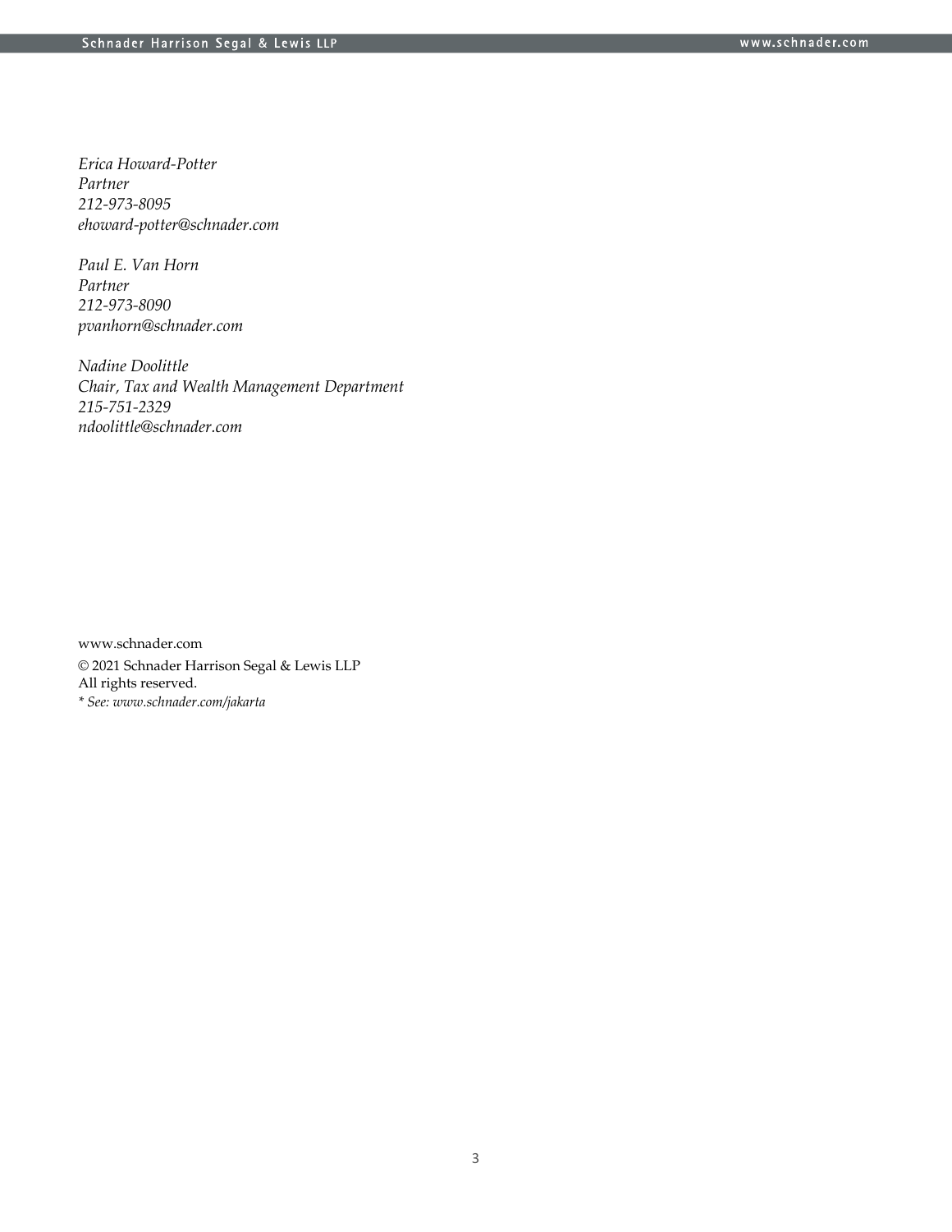*Erica Howard-Potter*
*Partner*
*212-973-8095*
*ehoward-potter@schnader.com*

*Paul E. Van Horn*
*Partner*
*212-973-8090*
*pvanhorn@schnader.com*

*Nadine Doolittle*
*Chair, Tax and Wealth Management Department*
*215-751-2329*
*ndoolittle@schnader.com*

www.schnader.com

© 2021 Schnader Harrison Segal & Lewis LLP
All rights reserved.
*\* See: www.schnader.com/jakarta*